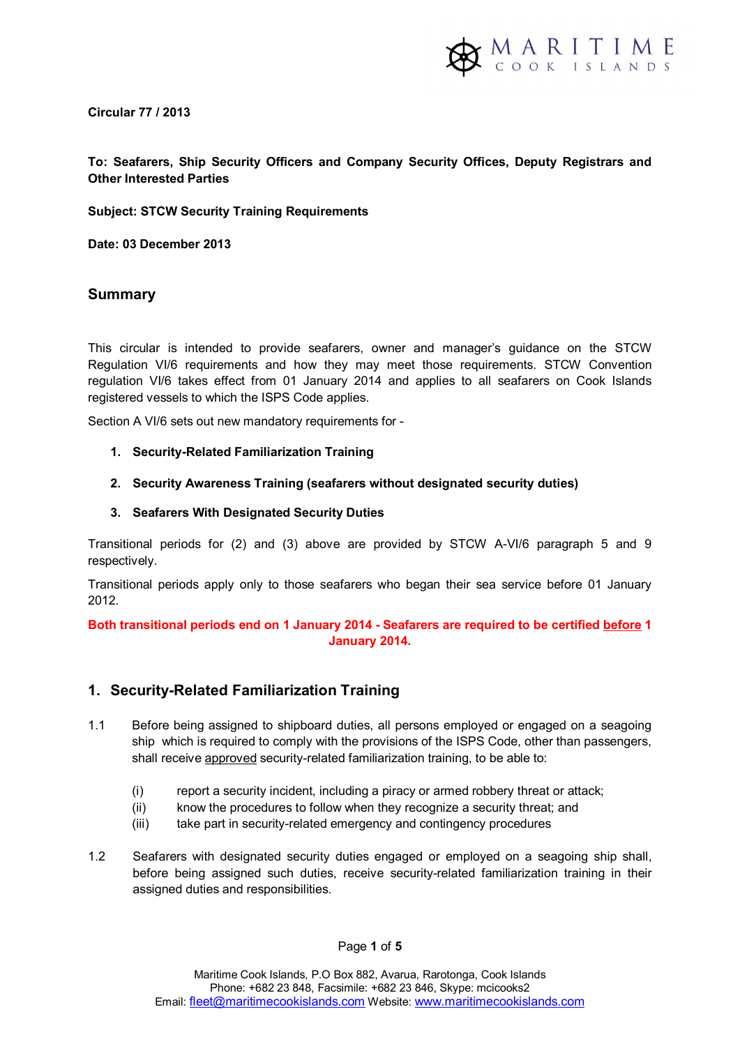**Circular 77 / 2013**

**To: Seafarers, Ship Security Officers and Company Security Offices, Deputy Registrars and Other Interested Parties**

**Subject: STCW Security Training Requirements**

**Date: 03 December 2013**

## Summary

This circular is intended to provide seafarers, owner and manager's guidance on the STCW Regulation VI/6 requirements and how they may meet those requirements. STCW Convention regulation VI/6 takes effect from 01 January 2014 and applies to all seafarers on Cook Islands registered vessels to which the ISPS Code applies.

Section A VI/6 sets out new mandatory requirements for -

1. **Security-Related Familiarization Training**
2. **Security Awareness Training (seafarers without designated security duties)**
3. **Seafarers With Designated Security Duties**

Transitional periods for (2) and (3) above are provided by STCW A-VI/6 paragraph 5 and 9 respectively.

Transitional periods apply only to those seafarers who began their sea service before 01 January 2012.

**Both transitional periods end on 1 January 2014 - Seafarers are required to be certified before 1 January 2014.**

## 1. Security-Related Familiarization Training

1.1 Before being assigned to shipboard duties, all persons employed or engaged on a seagoing ship which is required to comply with the provisions of the ISPS Code, other than passengers, shall receive approved security-related familiarization training, to be able to:

- (i) report a security incident, including a piracy or armed robbery threat or attack;
- (ii) know the procedures to follow when they recognize a security threat; and
- (iii) take part in security-related emergency and contingency procedures

1.2 Seafarers with designated security duties engaged or employed on a seagoing ship shall, before being assigned such duties, receive security-related familiarization training in their assigned duties and responsibilities.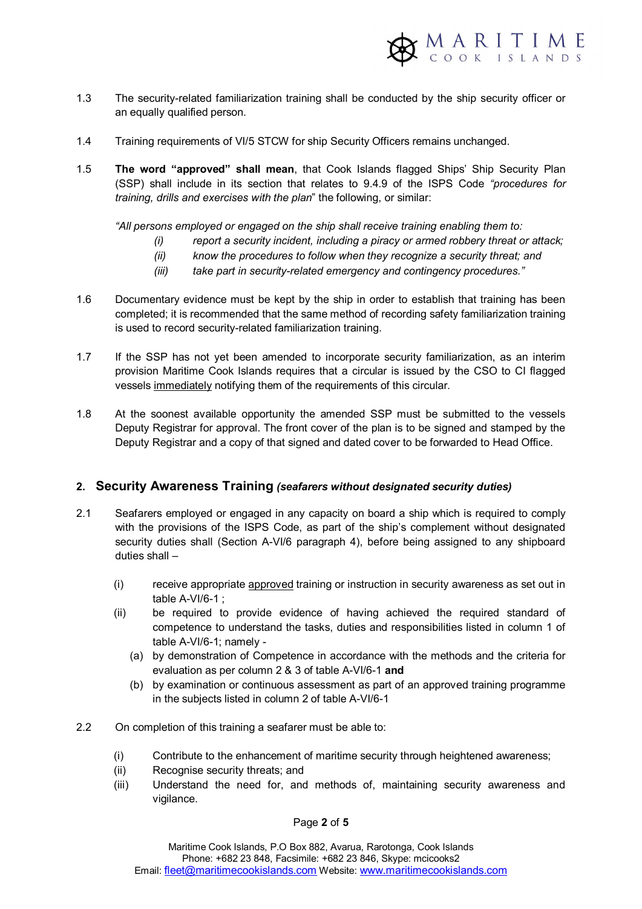1.3 The security-related familiarization training shall be conducted by the ship security officer or an equally qualified person.

1.4 Training requirements of VI/5 STCW for ship Security Officers remains unchanged.

1.5 **The word "approved" shall mean**, that Cook Islands flagged Ships' Ship Security Plan (SSP) shall include in its section that relates to 9.4.9 of the ISPS Code *"procedures for training, drills and exercises with the plan*" the following, or similar:

*"All persons employed or engaged on the ship shall receive training enabling them to:*

*(i) report a security incident, including a piracy or armed robbery threat or attack;*

*(ii) know the procedures to follow when they recognize a security threat; and*

*(iii) take part in security-related emergency and contingency procedures."*

1.6 Documentary evidence must be kept by the ship in order to establish that training has been completed; it is recommended that the same method of recording safety familiarization training is used to record security-related familiarization training.

1.7 If the SSP has not yet been amended to incorporate security familiarization, as an interim provision Maritime Cook Islands requires that a circular is issued by the CSO to CI flagged vessels immediately notifying them of the requirements of this circular.

1.8 At the soonest available opportunity the amended SSP must be submitted to the vessels Deputy Registrar for approval. The front cover of the plan is to be signed and stamped by the Deputy Registrar and a copy of that signed and dated cover to be forwarded to Head Office.

## 2. Security Awareness Training *(seafarers without designated security duties)*

2.1 Seafarers employed or engaged in any capacity on board a ship which is required to comply with the provisions of the ISPS Code, as part of the ship's complement without designated security duties shall (Section A-VI/6 paragraph 4), before being assigned to any shipboard duties shall –

(i) receive appropriate approved training or instruction in security awareness as set out in table A-VI/6-1 ;

(ii) be required to provide evidence of having achieved the required standard of competence to understand the tasks, duties and responsibilities listed in column 1 of table A-VI/6-1; namely -

  (a) by demonstration of Competence in accordance with the methods and the criteria for evaluation as per column 2 & 3 of table A-VI/6-1 **and**

  (b) by examination or continuous assessment as part of an approved training programme in the subjects listed in column 2 of table A-VI/6-1

2.2 On completion of this training a seafarer must be able to:

(i) Contribute to the enhancement of maritime security through heightened awareness;

(ii) Recognise security threats; and

(iii) Understand the need for, and methods of, maintaining security awareness and vigilance.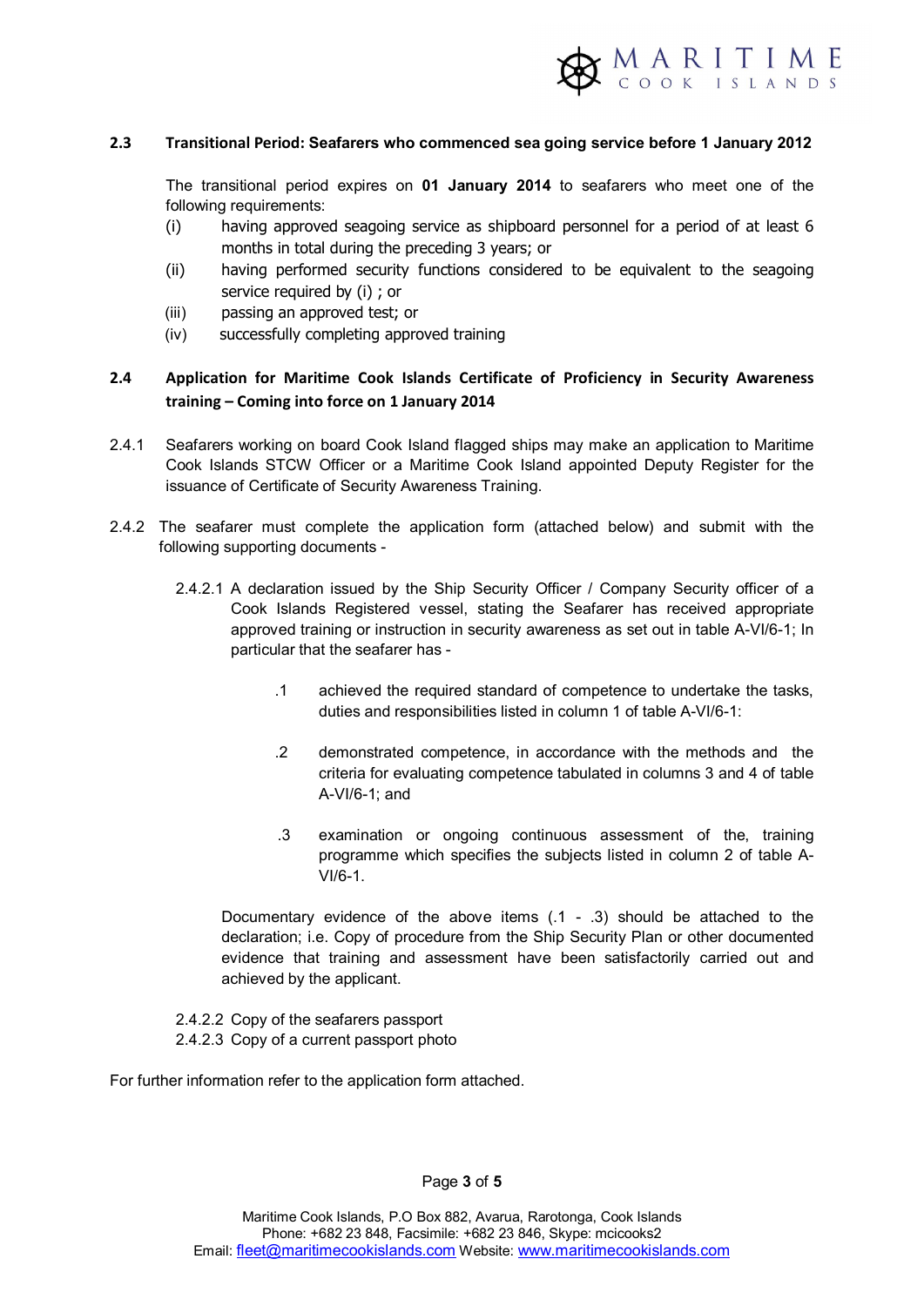### 2.3 Transitional Period: Seafarers who commenced sea going service before 1 January 2012

The transitional period expires on **01 January 2014** to seafarers who meet one of the following requirements:

(i) having approved seagoing service as shipboard personnel for a period of at least 6 months in total during the preceding 3 years; or

(ii) having performed security functions considered to be equivalent to the seagoing service required by (i) ; or

(iii) passing an approved test; or

(iv) successfully completing approved training

### 2.4 Application for Maritime Cook Islands Certificate of Proficiency in Security Awareness training – Coming into force on 1 January 2014

2.4.1 Seafarers working on board Cook Island flagged ships may make an application to Maritime Cook Islands STCW Officer or a Maritime Cook Island appointed Deputy Register for the issuance of Certificate of Security Awareness Training.

2.4.2 The seafarer must complete the application form (attached below) and submit with the following supporting documents -

2.4.2.1 A declaration issued by the Ship Security Officer / Company Security officer of a Cook Islands Registered vessel, stating the Seafarer has received appropriate approved training or instruction in security awareness as set out in table A-VI/6-1; In particular that the seafarer has -

.1 achieved the required standard of competence to undertake the tasks, duties and responsibilities listed in column 1 of table A-VI/6-1:

.2 demonstrated competence, in accordance with the methods and the criteria for evaluating competence tabulated in columns 3 and 4 of table A-VI/6-1; and

.3 examination or ongoing continuous assessment of the, training programme which specifies the subjects listed in column 2 of table A-VI/6-1.

Documentary evidence of the above items (.1 - .3) should be attached to the declaration; i.e. Copy of procedure from the Ship Security Plan or other documented evidence that training and assessment have been satisfactorily carried out and achieved by the applicant.

2.4.2.2 Copy of the seafarers passport

2.4.2.3 Copy of a current passport photo

For further information refer to the application form attached.

Maritime Cook Islands, P.O Box 882, Avarua, Rarotonga, Cook Islands
Phone: +682 23 848, Facsimile: +682 23 846, Skype: mcicooks2
Email: fleet@maritimecookislands.com Website: www.maritimecookislands.com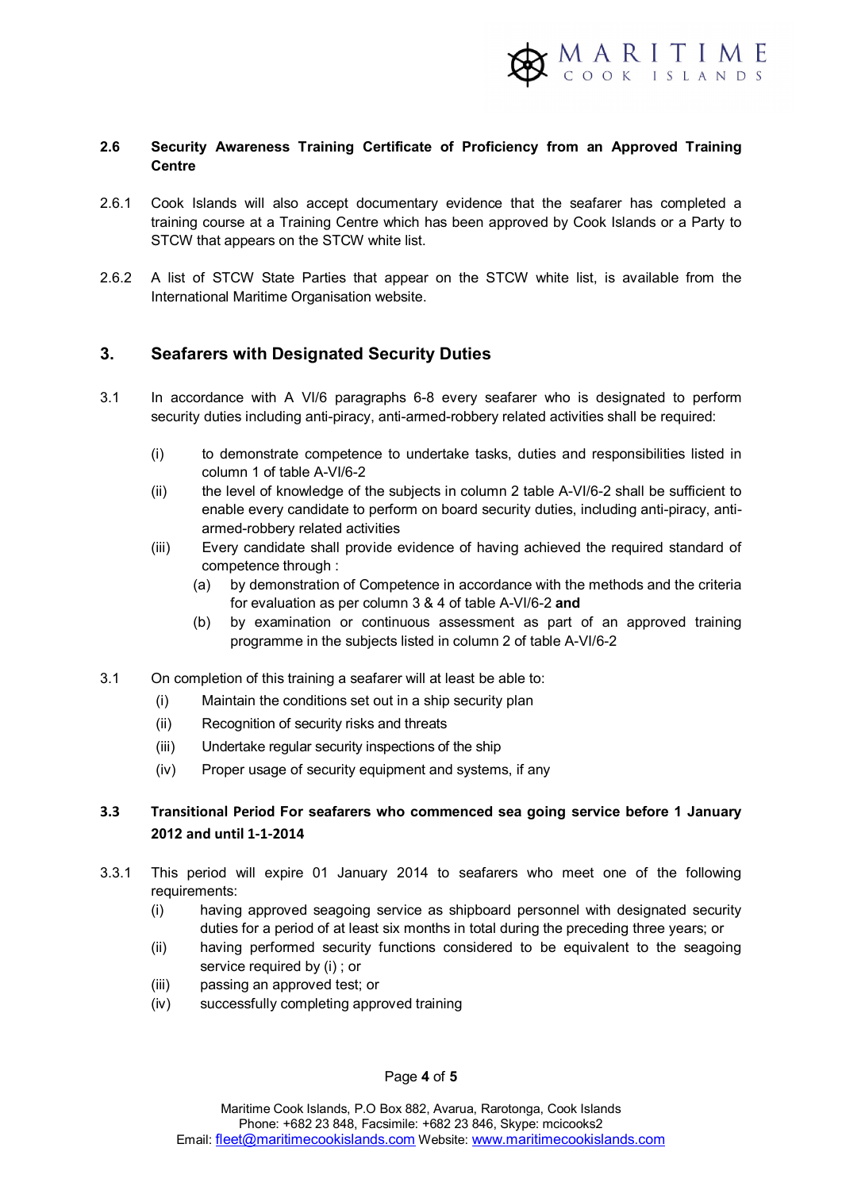### 2.6 Security Awareness Training Certificate of Proficiency from an Approved Training Centre

2.6.1 Cook Islands will also accept documentary evidence that the seafarer has completed a training course at a Training Centre which has been approved by Cook Islands or a Party to STCW that appears on the STCW white list.

2.6.2 A list of STCW State Parties that appear on the STCW white list, is available from the International Maritime Organisation website.

## 3. Seafarers with Designated Security Duties

3.1 In accordance with A VI/6 paragraphs 6-8 every seafarer who is designated to perform security duties including anti-piracy, anti-armed-robbery related activities shall be required:

- (i) to demonstrate competence to undertake tasks, duties and responsibilities listed in column 1 of table A-VI/6-2
- (ii) the level of knowledge of the subjects in column 2 table A-VI/6-2 shall be sufficient to enable every candidate to perform on board security duties, including anti-piracy, anti-armed-robbery related activities
- (iii) Every candidate shall provide evidence of having achieved the required standard of competence through :
  - (a) by demonstration of Competence in accordance with the methods and the criteria for evaluation as per column 3 & 4 of table A-VI/6-2 **and**
  - (b) by examination or continuous assessment as part of an approved training programme in the subjects listed in column 2 of table A-VI/6-2

3.1 On completion of this training a seafarer will at least be able to:

- (i) Maintain the conditions set out in a ship security plan
- (ii) Recognition of security risks and threats
- (iii) Undertake regular security inspections of the ship
- (iv) Proper usage of security equipment and systems, if any

### 3.3 Transitional Period For seafarers who commenced sea going service before 1 January 2012 and until 1-1-2014

3.3.1 This period will expire 01 January 2014 to seafarers who meet one of the following requirements:

- (i) having approved seagoing service as shipboard personnel with designated security duties for a period of at least six months in total during the preceding three years; or
- (ii) having performed security functions considered to be equivalent to the seagoing service required by (i) ; or
- (iii) passing an approved test; or
- (iv) successfully completing approved training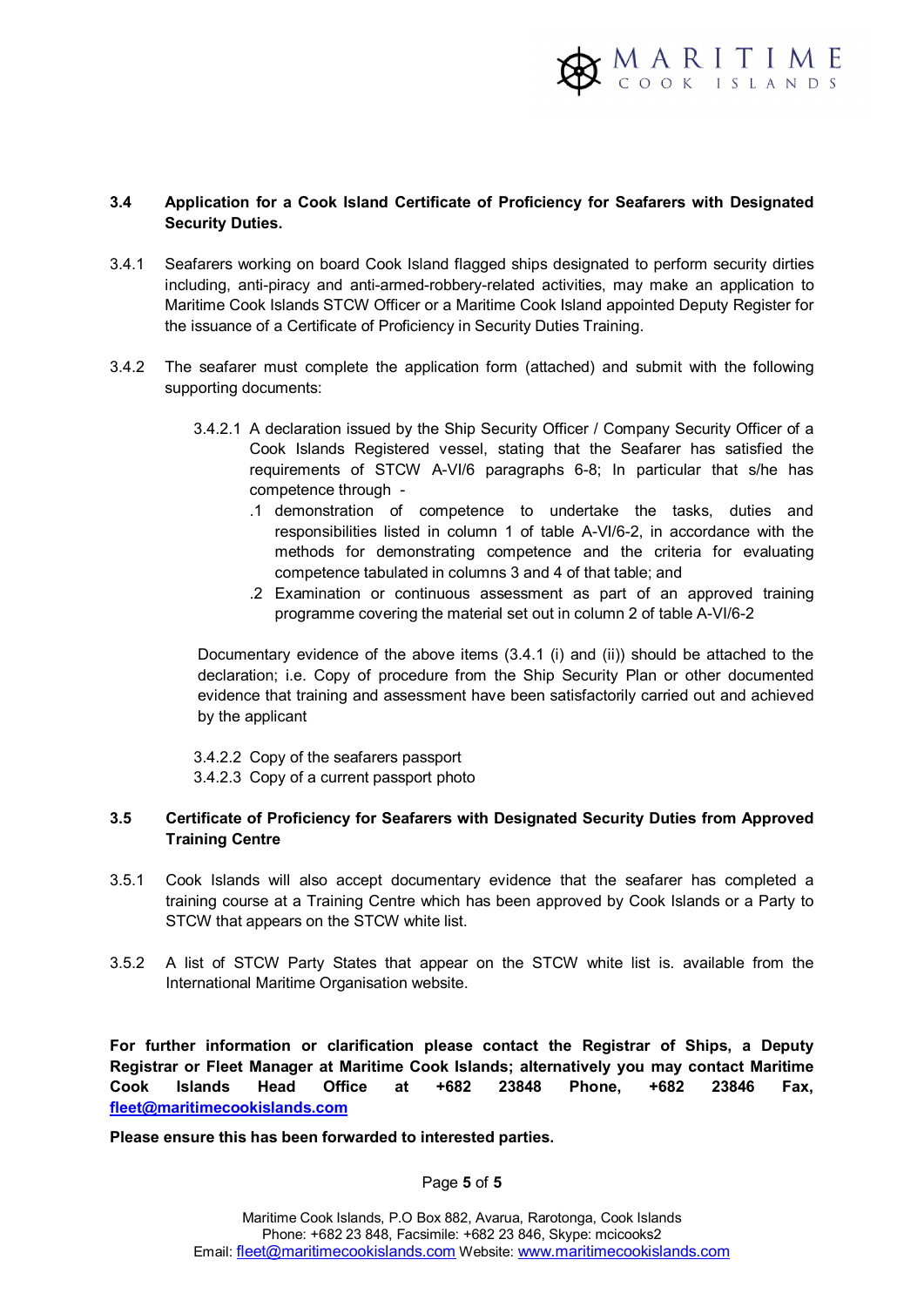### 3.4 Application for a Cook Island Certificate of Proficiency for Seafarers with Designated Security Duties.

3.4.1 Seafarers working on board Cook Island flagged ships designated to perform security dirties including, anti-piracy and anti-armed-robbery-related activities, may make an application to Maritime Cook Islands STCW Officer or a Maritime Cook Island appointed Deputy Register for the issuance of a Certificate of Proficiency in Security Duties Training.

3.4.2 The seafarer must complete the application form (attached) and submit with the following supporting documents:

3.4.2.1 A declaration issued by the Ship Security Officer / Company Security Officer of a Cook Islands Registered vessel, stating that the Seafarer has satisfied the requirements of STCW A-VI/6 paragraphs 6-8; In particular that s/he has competence through -

.1 demonstration of competence to undertake the tasks, duties and responsibilities listed in column 1 of table A-VI/6-2, in accordance with the methods for demonstrating competence and the criteria for evaluating competence tabulated in columns 3 and 4 of that table; and

.2 Examination or continuous assessment as part of an approved training programme covering the material set out in column 2 of table A-VI/6-2

Documentary evidence of the above items (3.4.1 (i) and (ii)) should be attached to the declaration; i.e. Copy of procedure from the Ship Security Plan or other documented evidence that training and assessment have been satisfactorily carried out and achieved by the applicant

3.4.2.2 Copy of the seafarers passport

3.4.2.3 Copy of a current passport photo

### 3.5 Certificate of Proficiency for Seafarers with Designated Security Duties from Approved Training Centre

3.5.1 Cook Islands will also accept documentary evidence that the seafarer has completed a training course at a Training Centre which has been approved by Cook Islands or a Party to STCW that appears on the STCW white list.

3.5.2 A list of STCW Party States that appear on the STCW white list is. available from the International Maritime Organisation website.

**For further information or clarification please contact the Registrar of Ships, a Deputy Registrar or Fleet Manager at Maritime Cook Islands; alternatively you may contact Maritime Cook Islands Head Office at +682 23848 Phone, +682 23846 Fax, fleet@maritimecookislands.com**

**Please ensure this has been forwarded to interested parties.**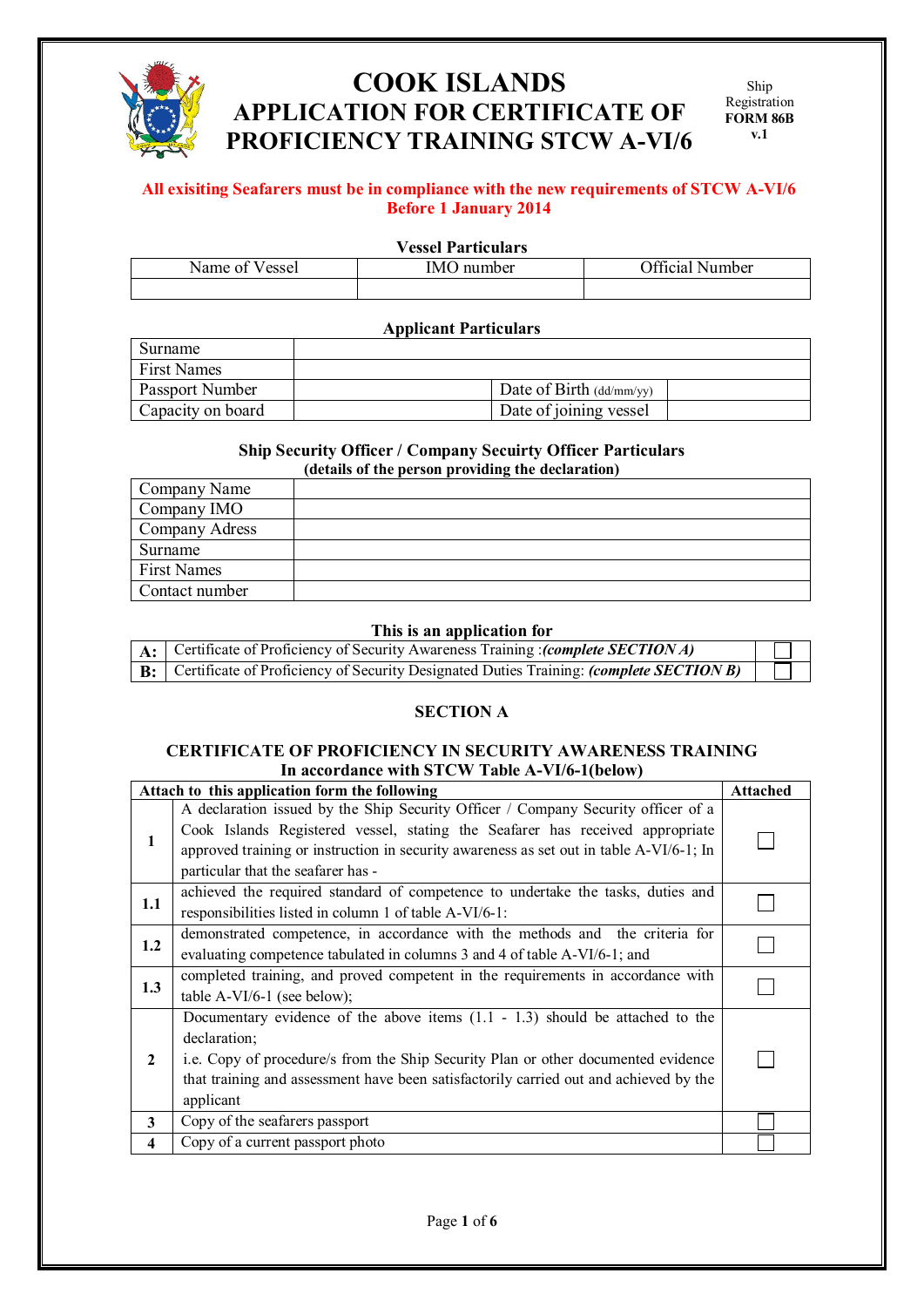# COOK ISLANDS
# APPLICATION FOR CERTIFICATE OF PROFICIENCY TRAINING STCW A-VI/6

Ship Registration **FORM 86B** **v.1**

**All exisiting Seafarers must be in compliance with the new requirements of STCW A-VI/6 Before 1 January 2014**

**Vessel Particulars**

| Name of Vessel | IMO number | Official Number |
|---|---|---|
| | | |

**Applicant Particulars**

| | | | |
|---|---|---|---|
| Surname | | | |
| First Names | | | |
| Passport Number | | Date of Birth (dd/mm/yy) | |
| Capacity on board | | Date of joining vessel | |

**Ship Security Officer / Company Secuirty Officer Particulars**
**(details of the person providing the declaration)**

| | |
|---|---|
| Company Name | |
| Company IMO | |
| Company Adress | |
| Surname | |
| First Names | |
| Contact number | |

**This is an application for**

| | | |
|---|---|---|
| **A:** | Certificate of Proficiency of Security Awareness Training :***(complete SECTION A)*** | ☐ |
| **B:** | Certificate of Proficiency of Security Designated Duties Training: ***(complete SECTION B)*** | ☐ |

## SECTION A

### CERTIFICATE OF PROFICIENCY IN SECURITY AWARENESS TRAINING
### In accordance with STCW Table A-VI/6-1(below)

| Attach to this application form the following | | Attached |
|---|---|---|
| **1** | A declaration issued by the Ship Security Officer / Company Security officer of a Cook Islands Registered vessel, stating the Seafarer has received appropriate approved training or instruction in security awareness as set out in table A-VI/6-1; In particular that the seafarer has - | ☐ |
| **1.1** | achieved the required standard of competence to undertake the tasks, duties and responsibilities listed in column 1 of table A-VI/6-1: | ☐ |
| **1.2** | demonstrated competence, in accordance with the methods and the criteria for evaluating competence tabulated in columns 3 and 4 of table A-VI/6-1; and | ☐ |
| **1.3** | completed training, and proved competent in the requirements in accordance with table A-VI/6-1 (see below); | ☐ |
| **2** | Documentary evidence of the above items (1.1 - 1.3) should be attached to the declaration;<br>i.e. Copy of procedure/s from the Ship Security Plan or other documented evidence that training and assessment have been satisfactorily carried out and achieved by the applicant | ☐ |
| **3** | Copy of the seafarers passport | ☐ |
| **4** | Copy of a current passport photo | ☐ |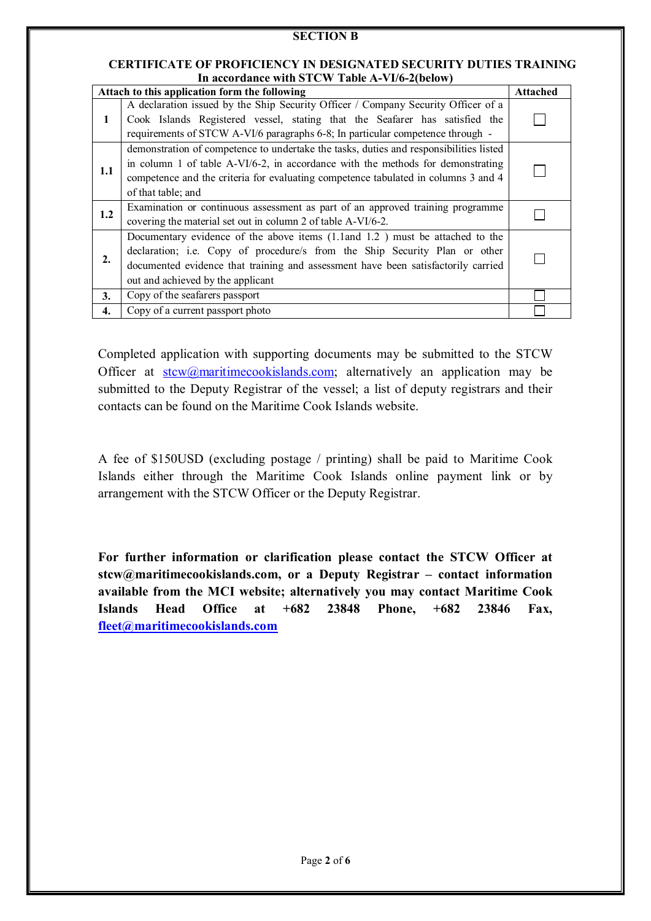## SECTION B

### CERTIFICATE OF PROFICIENCY IN DESIGNATED SECURITY DUTIES TRAINING
### In accordance with STCW Table A-VI/6-2(below)

| Attach to this application form the following | | Attached |
|---|---|---|
| 1 | A declaration issued by the Ship Security Officer / Company Security Officer of a Cook Islands Registered vessel, stating that the Seafarer has satisfied the requirements of STCW A-VI/6 paragraphs 6-8; In particular competence through - | ☐ |
| 1.1 | demonstration of competence to undertake the tasks, duties and responsibilities listed in column 1 of table A-VI/6-2, in accordance with the methods for demonstrating competence and the criteria for evaluating competence tabulated in columns 3 and 4 of that table; and | ☐ |
| 1.2 | Examination or continuous assessment as part of an approved training programme covering the material set out in column 2 of table A-VI/6-2. | ☐ |
| 2. | Documentary evidence of the above items (1.1and 1.2 ) must be attached to the declaration; i.e. Copy of procedure/s from the Ship Security Plan or other documented evidence that training and assessment have been satisfactorily carried out and achieved by the applicant | ☐ |
| 3. | Copy of the seafarers passport | ☐ |
| 4. | Copy of a current passport photo | ☐ |

Completed application with supporting documents may be submitted to the STCW Officer at stcw@maritimecookislands.com; alternatively an application may be submitted to the Deputy Registrar of the vessel; a list of deputy registrars and their contacts can be found on the Maritime Cook Islands website.

A fee of $150USD (excluding postage / printing) shall be paid to Maritime Cook Islands either through the Maritime Cook Islands online payment link or by arrangement with the STCW Officer or the Deputy Registrar.

**For further information or clarification please contact the STCW Officer at stcw@maritimecookislands.com, or a Deputy Registrar – contact information available from the MCI website; alternatively you may contact Maritime Cook Islands Head Office at +682 23848 Phone, +682 23846 Fax, fleet@maritimecookislands.com**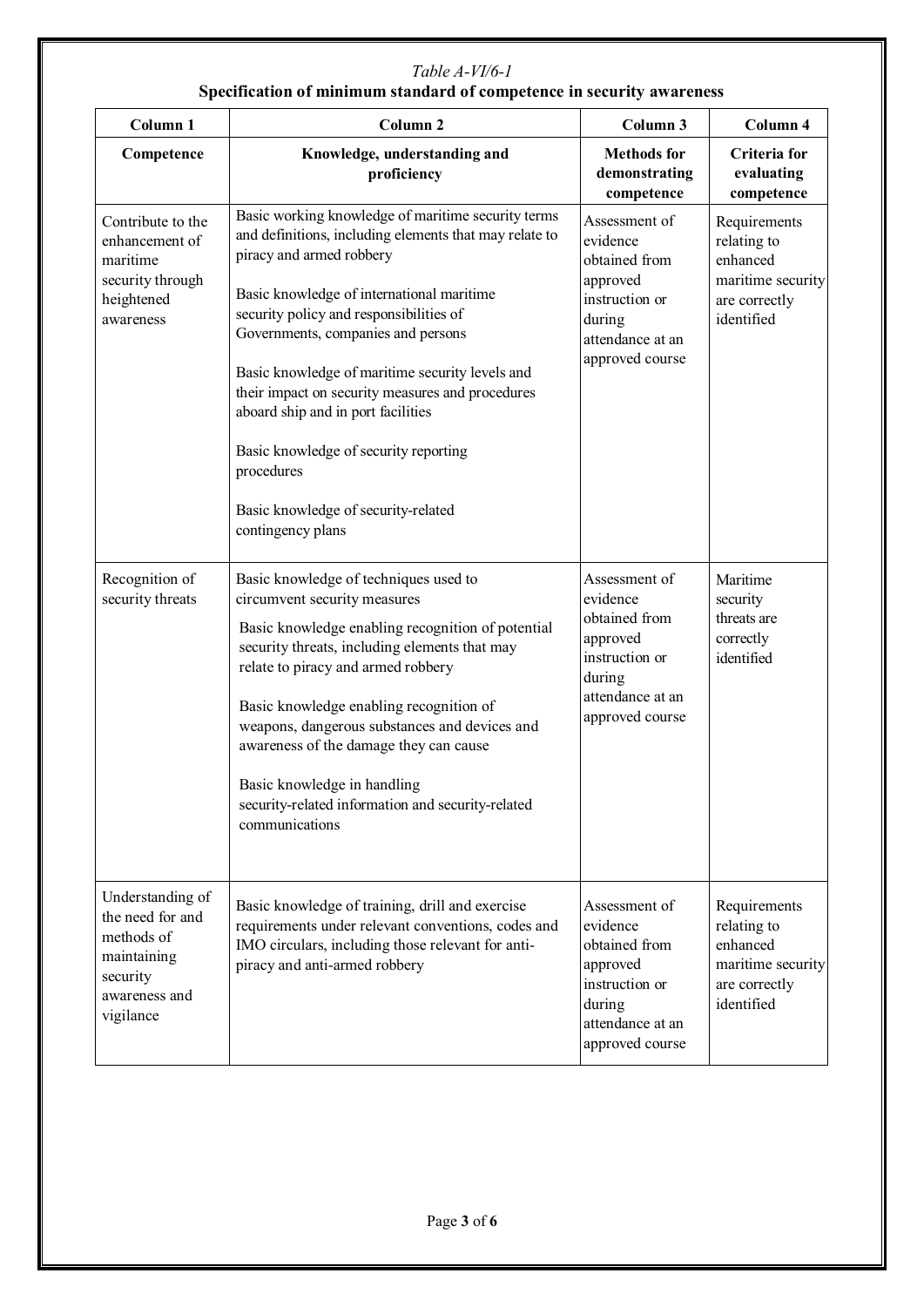*Table A-VI/6-1*

**Specification of minimum standard of competence in security awareness**

| Column 1 | Column 2 | Column 3 | Column 4 |
|---|---|---|---|
| **Competence** | **Knowledge, understanding and proficiency** | **Methods for demonstrating competence** | **Criteria for evaluating competence** |
| Contribute to the enhancement of maritime security through heightened awareness | Basic working knowledge of maritime security terms and definitions, including elements that may relate to piracy and armed robbery<br><br>Basic knowledge of international maritime security policy and responsibilities of Governments, companies and persons<br><br>Basic knowledge of maritime security levels and their impact on security measures and procedures aboard ship and in port facilities<br><br>Basic knowledge of security reporting procedures<br><br>Basic knowledge of security-related contingency plans | Assessment of evidence obtained from approved instruction or during attendance at an approved course | Requirements relating to enhanced maritime security are correctly identified |
| Recognition of security threats | Basic knowledge of techniques used to circumvent security measures<br><br>Basic knowledge enabling recognition of potential security threats, including elements that may relate to piracy and armed robbery<br><br>Basic knowledge enabling recognition of weapons, dangerous substances and devices and awareness of the damage they can cause<br><br>Basic knowledge in handling security-related information and security-related communications | Assessment of evidence obtained from approved instruction or during attendance at an approved course | Maritime security threats are correctly identified |
| Understanding of the need for and methods of maintaining security awareness and vigilance | Basic knowledge of training, drill and exercise requirements under relevant conventions, codes and IMO circulars, including those relevant for anti-piracy and anti-armed robbery | Assessment of evidence obtained from approved instruction or during attendance at an approved course | Requirements relating to enhanced maritime security are correctly identified |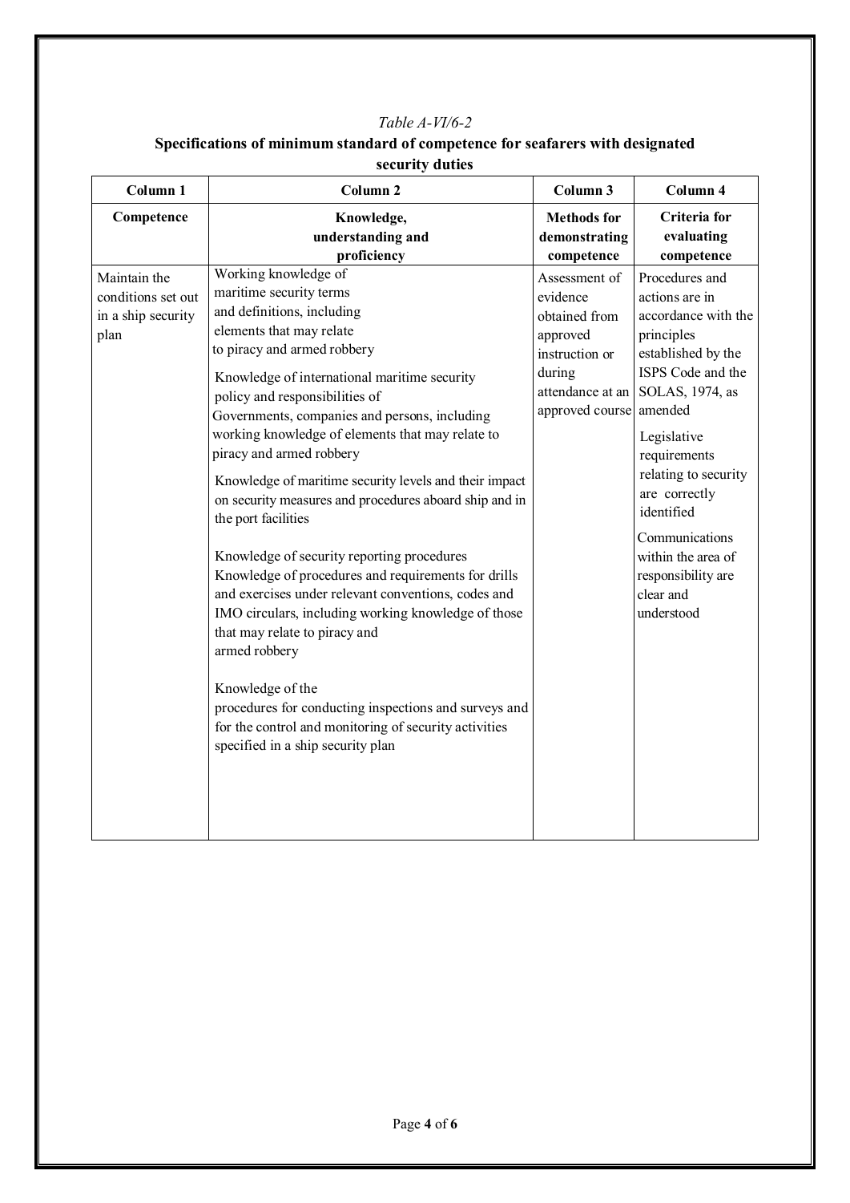*Table A-VI/6-2*

**Specifications of minimum standard of competence for seafarers with designated security duties**

| Column 1 | Column 2 | Column 3 | Column 4 |
|---|---|---|---|
| **Competence** | **Knowledge, understanding and proficiency** | **Methods for demonstrating competence** | **Criteria for evaluating competence** |
| Maintain the conditions set out in a ship security plan | Working knowledge of maritime security terms and definitions, including elements that may relate to piracy and armed robbery<br><br>Knowledge of international maritime security policy and responsibilities of Governments, companies and persons, including working knowledge of elements that may relate to piracy and armed robbery<br><br>Knowledge of maritime security levels and their impact on security measures and procedures aboard ship and in the port facilities<br><br>Knowledge of security reporting procedures<br>Knowledge of procedures and requirements for drills and exercises under relevant conventions, codes and IMO circulars, including working knowledge of those that may relate to piracy and armed robbery<br><br>Knowledge of the procedures for conducting inspections and surveys and for the control and monitoring of security activities specified in a ship security plan | Assessment of evidence obtained from approved instruction or during attendance at an approved course | Procedures and actions are in accordance with the principles established by the ISPS Code and the SOLAS, 1974, as amended<br><br>Legislative requirements relating to security are correctly identified<br><br>Communications within the area of responsibility are clear and understood |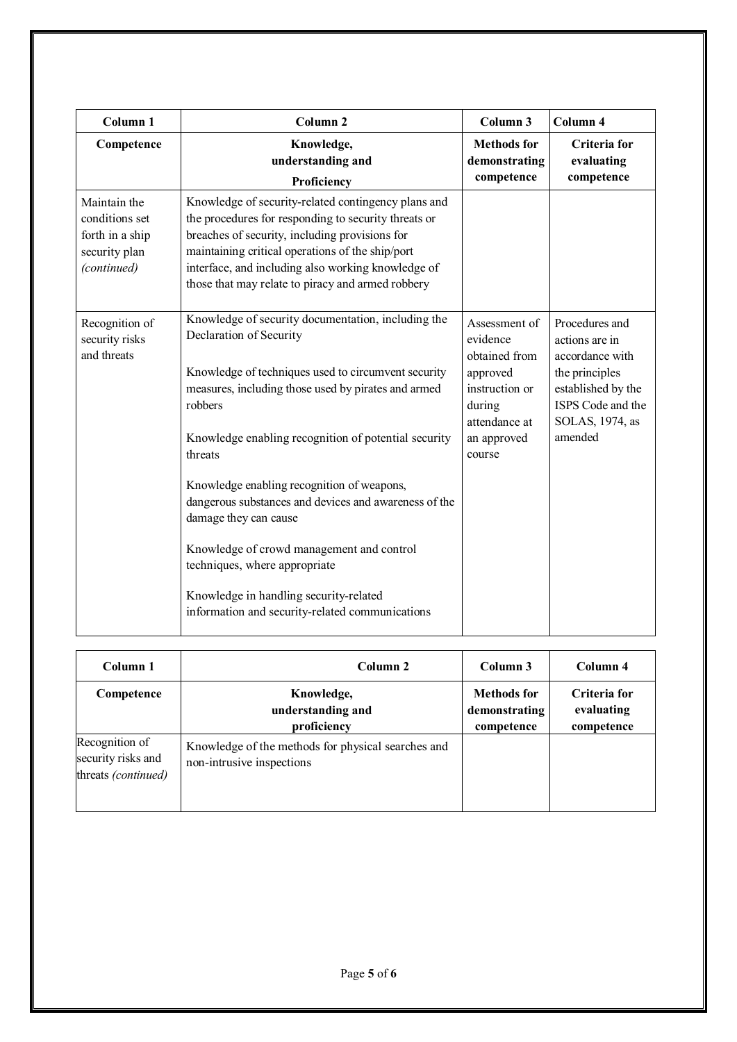| Column 1 | Column 2 | Column 3 | Column 4 |
|---|---|---|---|
| **Competence** | **Knowledge, understanding and Proficiency** | **Methods for demonstrating competence** | **Criteria for evaluating competence** |
| Maintain the conditions set forth in a ship security plan *(continued)* | Knowledge of security-related contingency plans and the procedures for responding to security threats or breaches of security, including provisions for maintaining critical operations of the ship/port interface, and including also working knowledge of those that may relate to piracy and armed robbery | | |
| Recognition of security risks and threats | Knowledge of security documentation, including the Declaration of Security<br><br>Knowledge of techniques used to circumvent security measures, including those used by pirates and armed robbers<br><br>Knowledge enabling recognition of potential security threats<br><br>Knowledge enabling recognition of weapons, dangerous substances and devices and awareness of the damage they can cause<br><br>Knowledge of crowd management and control techniques, where appropriate<br><br>Knowledge in handling security-related information and security-related communications | Assessment of evidence obtained from approved instruction or during attendance at an approved course | Procedures and actions are in accordance with the principles established by the ISPS Code and the SOLAS, 1974, as amended |

| Column 1 | Column 2 | Column 3 | Column 4 |
|---|---|---|---|
| **Competence** | **Knowledge, understanding and proficiency** | **Methods for demonstrating competence** | **Criteria for evaluating competence** |
| Recognition of security risks and threats *(continued)* | Knowledge of the methods for physical searches and non-intrusive inspections | | |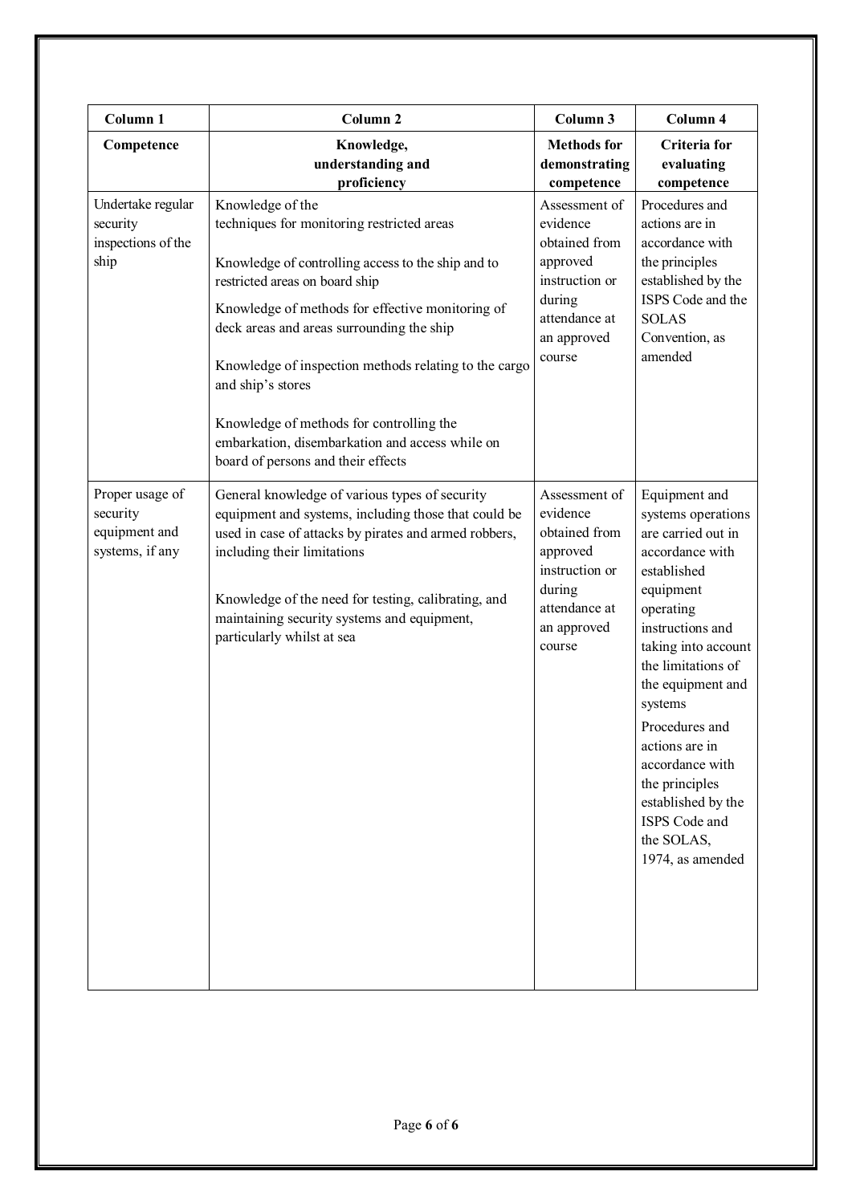| Column 1 | Column 2 | Column 3 | Column 4 |
|---|---|---|---|
| **Competence** | **Knowledge, understanding and proficiency** | **Methods for demonstrating competence** | **Criteria for evaluating competence** |
| Undertake regular security inspections of the ship | Knowledge of the techniques for monitoring restricted areas<br><br>Knowledge of controlling access to the ship and to restricted areas on board ship<br><br>Knowledge of methods for effective monitoring of deck areas and areas surrounding the ship<br><br>Knowledge of inspection methods relating to the cargo and ship's stores<br><br>Knowledge of methods for controlling the embarkation, disembarkation and access while on board of persons and their effects | Assessment of evidence obtained from approved instruction or during attendance at an approved course | Procedures and actions are in accordance with the principles established by the ISPS Code and the SOLAS Convention, as amended |
| Proper usage of security equipment and systems, if any | General knowledge of various types of security equipment and systems, including those that could be used in case of attacks by pirates and armed robbers, including their limitations<br><br>Knowledge of the need for testing, calibrating, and maintaining security systems and equipment, particularly whilst at sea | Assessment of evidence obtained from approved instruction or during attendance at an approved course | Equipment and systems operations are carried out in accordance with established equipment operating instructions and taking into account the limitations of the equipment and systems<br><br>Procedures and actions are in accordance with the principles established by the ISPS Code and the SOLAS, 1974, as amended |